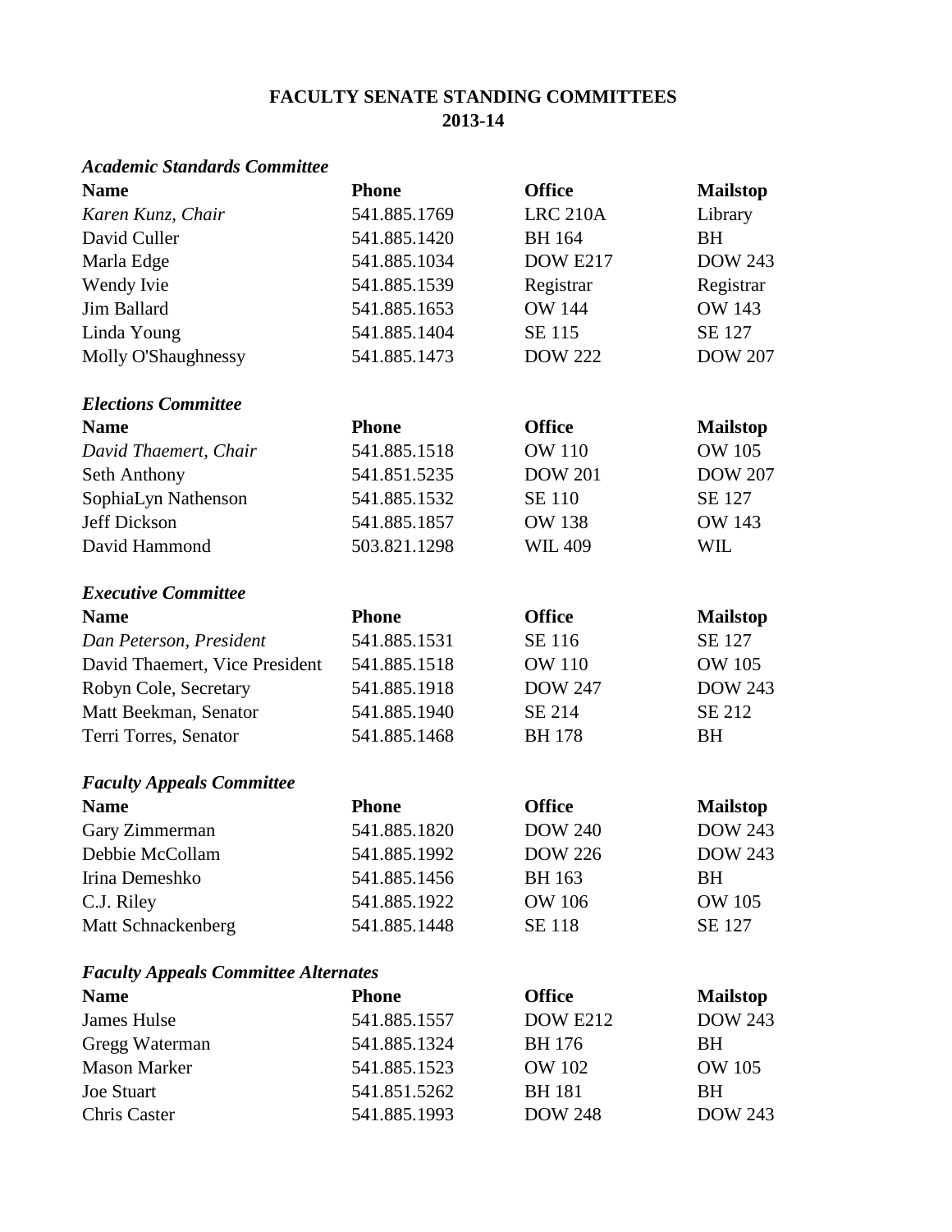# FACULTY SENATE STANDING COMMITTEES
## 2013-14

### *Academic Standards Committee*

| Name | Phone | Office | Mailstop |
|---|---|---|---|
| *Karen Kunz, Chair* | 541.885.1769 | LRC 210A | Library |
| David Culler | 541.885.1420 | BH 164 | BH |
| Marla Edge | 541.885.1034 | DOW E217 | DOW 243 |
| Wendy Ivie | 541.885.1539 | Registrar | Registrar |
| Jim Ballard | 541.885.1653 | OW 144 | OW 143 |
| Linda Young | 541.885.1404 | SE 115 | SE 127 |
| Molly O'Shaughnessy | 541.885.1473 | DOW 222 | DOW 207 |

### *Elections Committee*

| Name | Phone | Office | Mailstop |
|---|---|---|---|
| *David Thaemert, Chair* | 541.885.1518 | OW 110 | OW 105 |
| Seth Anthony | 541.851.5235 | DOW 201 | DOW 207 |
| SophiaLyn Nathenson | 541.885.1532 | SE 110 | SE 127 |
| Jeff Dickson | 541.885.1857 | OW 138 | OW 143 |
| David Hammond | 503.821.1298 | WIL 409 | WIL |

### *Executive Committee*

| Name | Phone | Office | Mailstop |
|---|---|---|---|
| *Dan Peterson, President* | 541.885.1531 | SE 116 | SE 127 |
| David Thaemert, Vice President | 541.885.1518 | OW 110 | OW 105 |
| Robyn Cole, Secretary | 541.885.1918 | DOW 247 | DOW 243 |
| Matt Beekman, Senator | 541.885.1940 | SE 214 | SE 212 |
| Terri Torres, Senator | 541.885.1468 | BH 178 | BH |

### *Faculty Appeals Committee*

| Name | Phone | Office | Mailstop |
|---|---|---|---|
| Gary Zimmerman | 541.885.1820 | DOW 240 | DOW 243 |
| Debbie McCollam | 541.885.1992 | DOW 226 | DOW 243 |
| Irina Demeshko | 541.885.1456 | BH 163 | BH |
| C.J. Riley | 541.885.1922 | OW 106 | OW 105 |
| Matt Schnackenberg | 541.885.1448 | SE 118 | SE 127 |

### *Faculty Appeals Committee Alternates*

| Name | Phone | Office | Mailstop |
|---|---|---|---|
| James Hulse | 541.885.1557 | DOW E212 | DOW 243 |
| Gregg Waterman | 541.885.1324 | BH 176 | BH |
| Mason Marker | 541.885.1523 | OW 102 | OW 105 |
| Joe Stuart | 541.851.5262 | BH 181 | BH |
| Chris Caster | 541.885.1993 | DOW 248 | DOW 243 |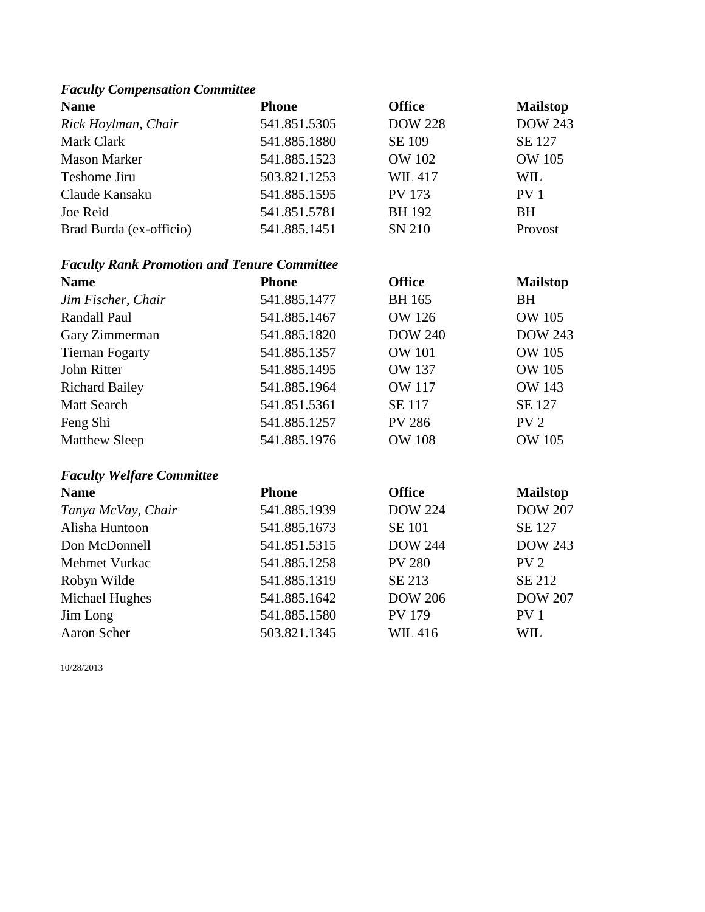### *Faculty Compensation Committee*

| Name | Phone | Office | Mailstop |
|---|---|---|---|
| *Rick Hoylman, Chair* | 541.851.5305 | DOW 228 | DOW 243 |
| Mark Clark | 541.885.1880 | SE 109 | SE 127 |
| Mason Marker | 541.885.1523 | OW 102 | OW 105 |
| Teshome Jiru | 503.821.1253 | WIL 417 | WIL |
| Claude Kansaku | 541.885.1595 | PV 173 | PV 1 |
| Joe Reid | 541.851.5781 | BH 192 | BH |
| Brad Burda (ex-officio) | 541.885.1451 | SN 210 | Provost |

### *Faculty Rank Promotion and Tenure Committee*

| Name | Phone | Office | Mailstop |
|---|---|---|---|
| *Jim Fischer, Chair* | 541.885.1477 | BH 165 | BH |
| Randall Paul | 541.885.1467 | OW 126 | OW 105 |
| Gary Zimmerman | 541.885.1820 | DOW 240 | DOW 243 |
| Tiernan Fogarty | 541.885.1357 | OW 101 | OW 105 |
| John Ritter | 541.885.1495 | OW 137 | OW 105 |
| Richard Bailey | 541.885.1964 | OW 117 | OW 143 |
| Matt Search | 541.851.5361 | SE 117 | SE 127 |
| Feng Shi | 541.885.1257 | PV 286 | PV 2 |
| Matthew Sleep | 541.885.1976 | OW 108 | OW 105 |

### *Faculty Welfare Committee*

| Name | Phone | Office | Mailstop |
|---|---|---|---|
| *Tanya McVay, Chair* | 541.885.1939 | DOW 224 | DOW 207 |
| Alisha Huntoon | 541.885.1673 | SE 101 | SE 127 |
| Don McDonnell | 541.851.5315 | DOW 244 | DOW 243 |
| Mehmet Vurkac | 541.885.1258 | PV 280 | PV 2 |
| Robyn Wilde | 541.885.1319 | SE 213 | SE 212 |
| Michael Hughes | 541.885.1642 | DOW 206 | DOW 207 |
| Jim Long | 541.885.1580 | PV 179 | PV 1 |
| Aaron Scher | 503.821.1345 | WIL 416 | WIL |

10/28/2013